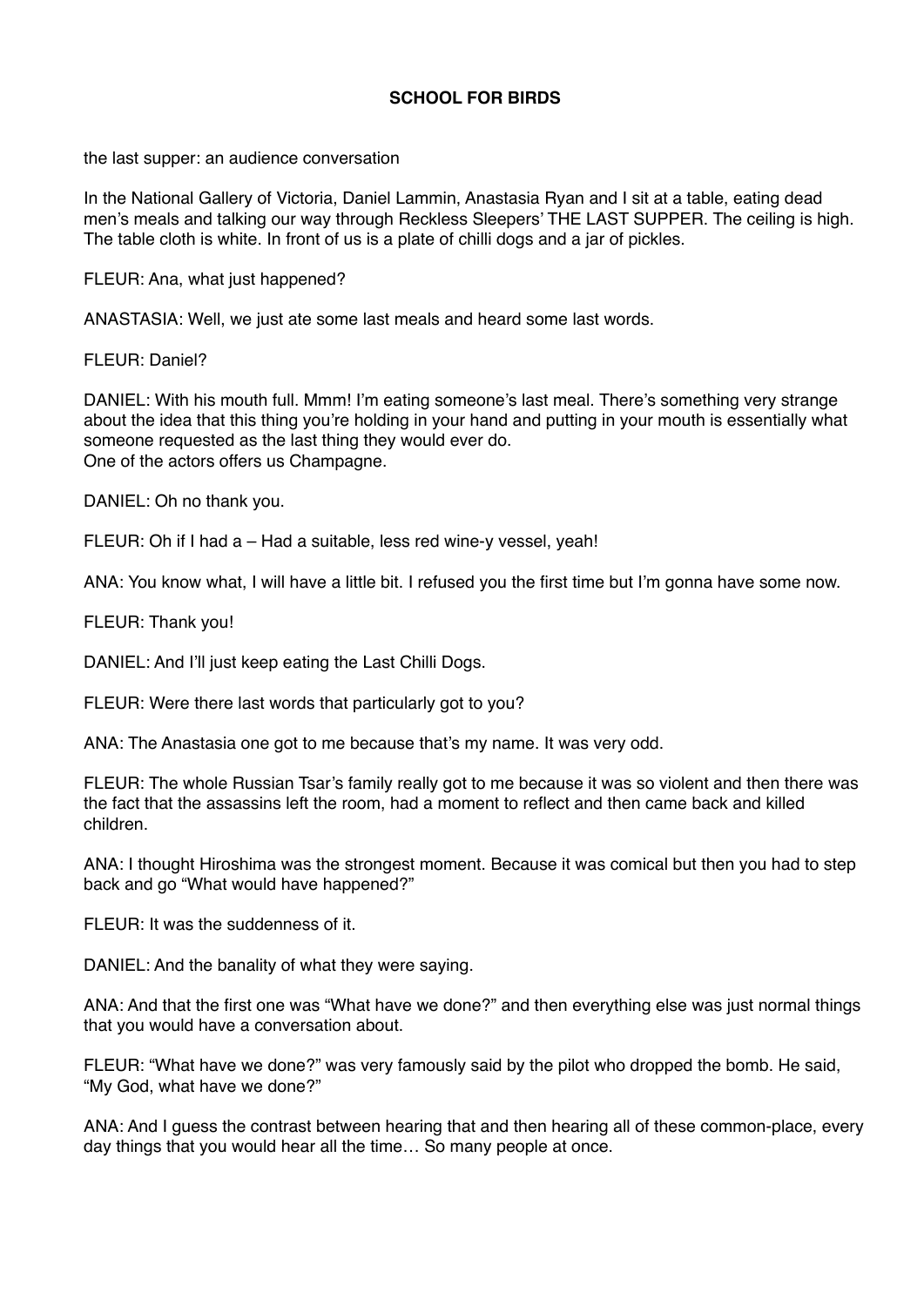# SCHOOL FOR BIRDS

the last supper: an audience conversation

In the National Gallery of Victoria, Daniel Lammin, Anastasia Ryan and I sit at a table, eating dead men's meals and talking our way through Reckless Sleepers' THE LAST SUPPER. The ceiling is high. The table cloth is white. In front of us is a plate of chilli dogs and a jar of pickles.

FLEUR: Ana, what just happened?

ANASTASIA: Well, we just ate some last meals and heard some last words.

FLEUR: Daniel?

DANIEL: With his mouth full. Mmm! I'm eating someone's last meal. There's something very strange about the idea that this thing you're holding in your hand and putting in your mouth is essentially what someone requested as the last thing they would ever do.
One of the actors offers us Champagne.

DANIEL: Oh no thank you.

FLEUR: Oh if I had a – Had a suitable, less red wine-y vessel, yeah!

ANA: You know what, I will have a little bit. I refused you the first time but I'm gonna have some now.

FLEUR: Thank you!

DANIEL: And I'll just keep eating the Last Chilli Dogs.

FLEUR: Were there last words that particularly got to you?

ANA: The Anastasia one got to me because that's my name. It was very odd.

FLEUR: The whole Russian Tsar's family really got to me because it was so violent and then there was the fact that the assassins left the room, had a moment to reflect and then came back and killed children.

ANA: I thought Hiroshima was the strongest moment. Because it was comical but then you had to step back and go "What would have happened?"

FLEUR: It was the suddenness of it.

DANIEL: And the banality of what they were saying.

ANA: And that the first one was "What have we done?" and then everything else was just normal things that you would have a conversation about.

FLEUR: "What have we done?" was very famously said by the pilot who dropped the bomb. He said, "My God, what have we done?"

ANA: And I guess the contrast between hearing that and then hearing all of these common-place, every day things that you would hear all the time… So many people at once.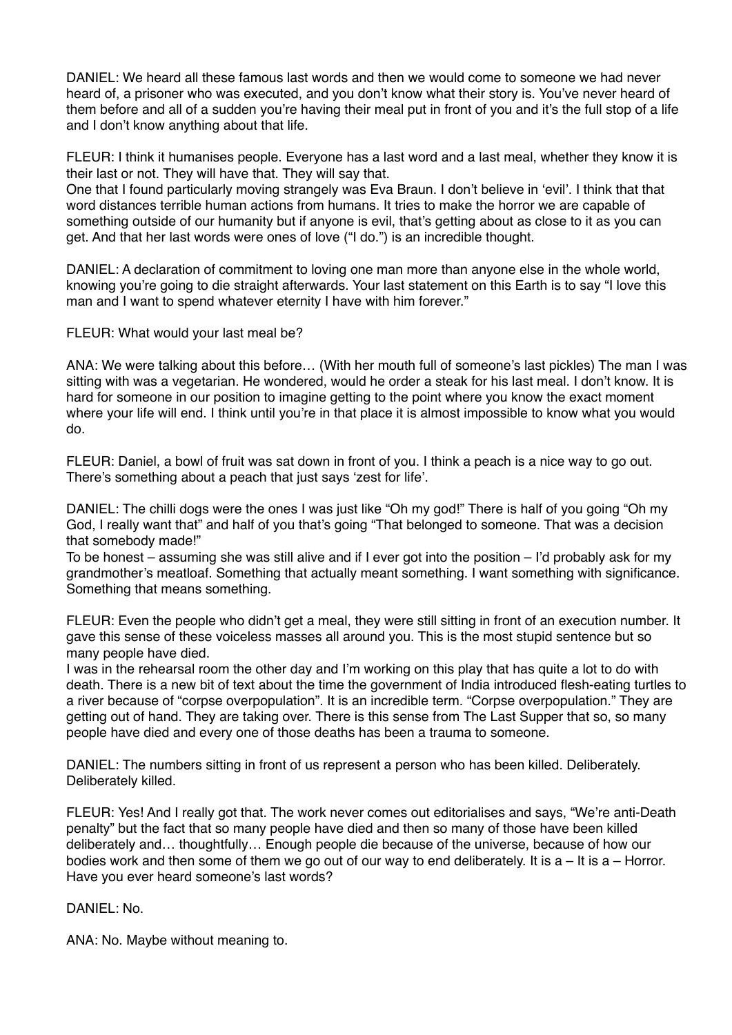DANIEL: We heard all these famous last words and then we would come to someone we had never heard of, a prisoner who was executed, and you don't know what their story is. You've never heard of them before and all of a sudden you're having their meal put in front of you and it's the full stop of a life and I don't know anything about that life.

FLEUR: I think it humanises people. Everyone has a last word and a last meal, whether they know it is their last or not. They will have that. They will say that.
One that I found particularly moving strangely was Eva Braun. I don't believe in 'evil'. I think that that word distances terrible human actions from humans. It tries to make the horror we are capable of something outside of our humanity but if anyone is evil, that's getting about as close to it as you can get. And that her last words were ones of love ("I do.") is an incredible thought.

DANIEL: A declaration of commitment to loving one man more than anyone else in the whole world, knowing you're going to die straight afterwards. Your last statement on this Earth is to say "I love this man and I want to spend whatever eternity I have with him forever."

FLEUR: What would your last meal be?

ANA: We were talking about this before… (With her mouth full of someone's last pickles) The man I was sitting with was a vegetarian. He wondered, would he order a steak for his last meal. I don't know. It is hard for someone in our position to imagine getting to the point where you know the exact moment where your life will end. I think until you're in that place it is almost impossible to know what you would do.

FLEUR: Daniel, a bowl of fruit was sat down in front of you. I think a peach is a nice way to go out. There's something about a peach that just says 'zest for life'.

DANIEL: The chilli dogs were the ones I was just like "Oh my god!" There is half of you going "Oh my God, I really want that" and half of you that's going "That belonged to someone. That was a decision that somebody made!"
To be honest – assuming she was still alive and if I ever got into the position – I'd probably ask for my grandmother's meatloaf. Something that actually meant something. I want something with significance. Something that means something.

FLEUR: Even the people who didn't get a meal, they were still sitting in front of an execution number. It gave this sense of these voiceless masses all around you. This is the most stupid sentence but so many people have died.
I was in the rehearsal room the other day and I'm working on this play that has quite a lot to do with death. There is a new bit of text about the time the government of India introduced flesh-eating turtles to a river because of "corpse overpopulation". It is an incredible term. "Corpse overpopulation." They are getting out of hand. They are taking over. There is this sense from The Last Supper that so, so many people have died and every one of those deaths has been a trauma to someone.

DANIEL: The numbers sitting in front of us represent a person who has been killed. Deliberately. Deliberately killed.

FLEUR: Yes! And I really got that. The work never comes out editorialises and says, "We're anti-Death penalty" but the fact that so many people have died and then so many of those have been killed deliberately and… thoughtfully… Enough people die because of the universe, because of how our bodies work and then some of them we go out of our way to end deliberately. It is a – It is a – Horror. Have you ever heard someone's last words?

DANIEL: No.

ANA: No. Maybe without meaning to.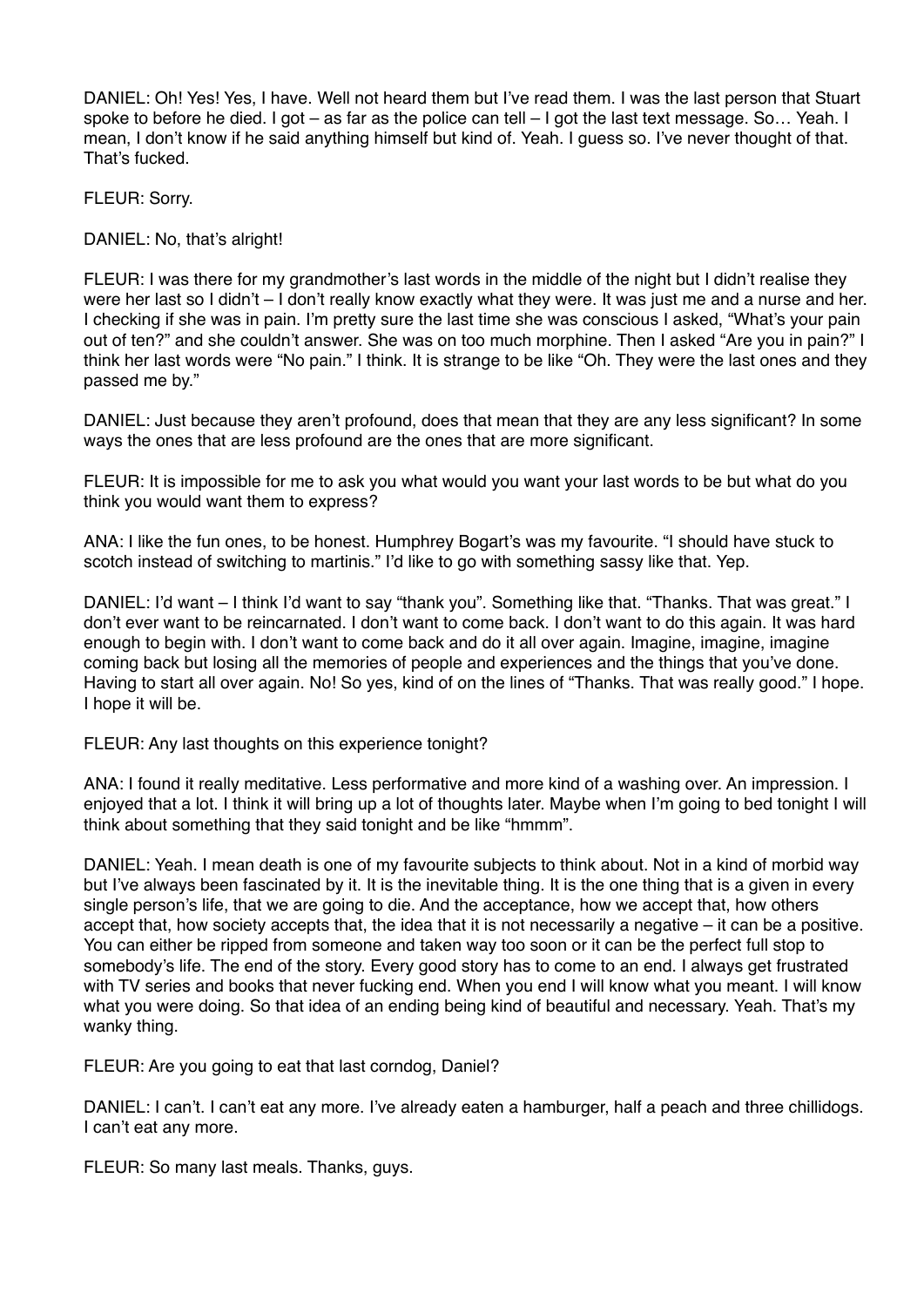DANIEL: Oh! Yes! Yes, I have. Well not heard them but I've read them. I was the last person that Stuart spoke to before he died. I got – as far as the police can tell – I got the last text message. So… Yeah. I mean, I don't know if he said anything himself but kind of. Yeah. I guess so. I've never thought of that. That's fucked.

FLEUR: Sorry.

DANIEL: No, that's alright!

FLEUR: I was there for my grandmother's last words in the middle of the night but I didn't realise they were her last so I didn't – I don't really know exactly what they were. It was just me and a nurse and her. I checking if she was in pain. I'm pretty sure the last time she was conscious I asked, "What's your pain out of ten?" and she couldn't answer. She was on too much morphine. Then I asked "Are you in pain?" I think her last words were "No pain." I think. It is strange to be like "Oh. They were the last ones and they passed me by."

DANIEL: Just because they aren't profound, does that mean that they are any less significant? In some ways the ones that are less profound are the ones that are more significant.

FLEUR: It is impossible for me to ask you what would you want your last words to be but what do you think you would want them to express?

ANA: I like the fun ones, to be honest. Humphrey Bogart's was my favourite. "I should have stuck to scotch instead of switching to martinis." I'd like to go with something sassy like that. Yep.

DANIEL: I'd want – I think I'd want to say "thank you". Something like that. "Thanks. That was great." I don't ever want to be reincarnated. I don't want to come back. I don't want to do this again. It was hard enough to begin with. I don't want to come back and do it all over again. Imagine, imagine, imagine coming back but losing all the memories of people and experiences and the things that you've done. Having to start all over again. No! So yes, kind of on the lines of "Thanks. That was really good." I hope. I hope it will be.

FLEUR: Any last thoughts on this experience tonight?

ANA: I found it really meditative. Less performative and more kind of a washing over. An impression. I enjoyed that a lot. I think it will bring up a lot of thoughts later. Maybe when I'm going to bed tonight I will think about something that they said tonight and be like "hmmm".

DANIEL: Yeah. I mean death is one of my favourite subjects to think about. Not in a kind of morbid way but I've always been fascinated by it. It is the inevitable thing. It is the one thing that is a given in every single person's life, that we are going to die. And the acceptance, how we accept that, how others accept that, how society accepts that, the idea that it is not necessarily a negative – it can be a positive. You can either be ripped from someone and taken way too soon or it can be the perfect full stop to somebody's life. The end of the story. Every good story has to come to an end. I always get frustrated with TV series and books that never fucking end. When you end I will know what you meant. I will know what you were doing. So that idea of an ending being kind of beautiful and necessary. Yeah. That's my wanky thing.

FLEUR: Are you going to eat that last corndog, Daniel?

DANIEL: I can't. I can't eat any more. I've already eaten a hamburger, half a peach and three chillidogs. I can't eat any more.

FLEUR: So many last meals. Thanks, guys.